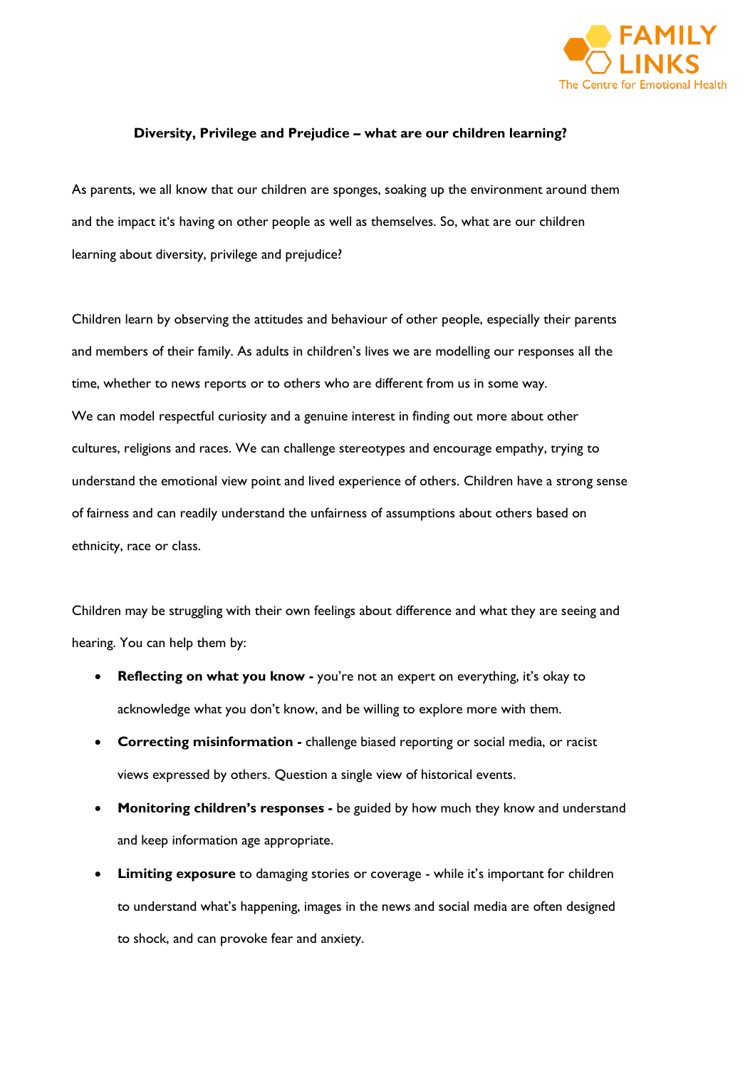FAMILY LINKS
The Centre for Emotional Health

**Diversity, Privilege and Prejudice – what are our children learning?**

As parents, we all know that our children are sponges, soaking up the environment around them and the impact it's having on other people as well as themselves. So, what are our children learning about diversity, privilege and prejudice?

Children learn by observing the attitudes and behaviour of other people, especially their parents and members of their family. As adults in children's lives we are modelling our responses all the time, whether to news reports or to others who are different from us in some way.
We can model respectful curiosity and a genuine interest in finding out more about other cultures, religions and races. We can challenge stereotypes and encourage empathy, trying to understand the emotional view point and lived experience of others. Children have a strong sense of fairness and can readily understand the unfairness of assumptions about others based on ethnicity, race or class.

Children may be struggling with their own feelings about difference and what they are seeing and hearing. You can help them by:

- **Reflecting on what you know -** you're not an expert on everything, it's okay to acknowledge what you don't know, and be willing to explore more with them.
- **Correcting misinformation -** challenge biased reporting or social media, or racist views expressed by others. Question a single view of historical events.
- **Monitoring children's responses -** be guided by how much they know and understand and keep information age appropriate.
- **Limiting exposure** to damaging stories or coverage - while it's important for children to understand what's happening, images in the news and social media are often designed to shock, and can provoke fear and anxiety.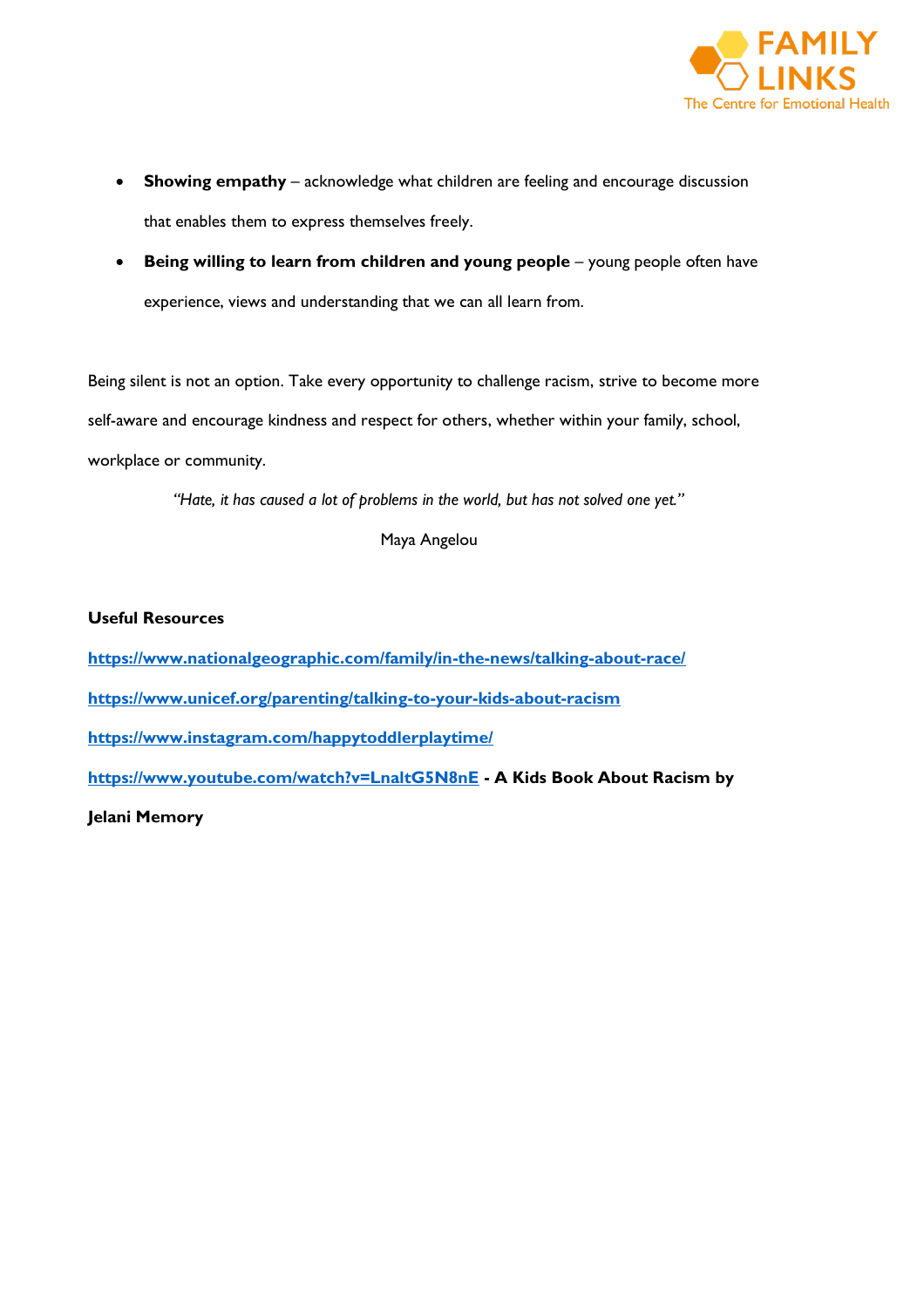- **Showing empathy** – acknowledge what children are feeling and encourage discussion that enables them to express themselves freely.
- **Being willing to learn from children and young people** – young people often have experience, views and understanding that we can all learn from.

Being silent is not an option. Take every opportunity to challenge racism, strive to become more self-aware and encourage kindness and respect for others, whether within your family, school, workplace or community.

*"Hate, it has caused a lot of problems in the world, but has not solved one yet."*

Maya Angelou

**Useful Resources**

https://www.nationalgeographic.com/family/in-the-news/talking-about-race/

https://www.unicef.org/parenting/talking-to-your-kids-about-racism

https://www.instagram.com/happytoddlerplaytime/

https://www.youtube.com/watch?v=LnaltG5N8nE **- A Kids Book About Racism by Jelani Memory**